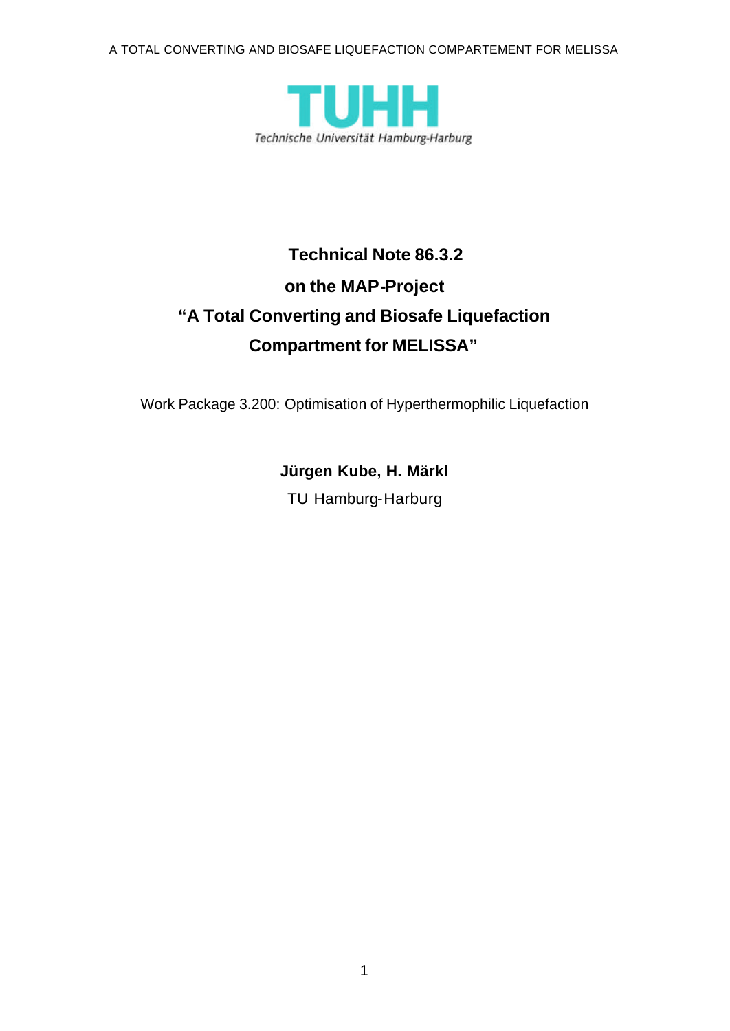TUHH

Technische Universität Hamburg-Harburg

# Technical Note 86.3.2

# on the MAP-Project

# "A Total Converting and Biosafe Liquefaction Compartment for MELISSA"

Work Package 3.200: Optimisation of Hyperthermophilic Liquefaction

**Jürgen Kube, H. Märkl**

TU Hamburg-Harburg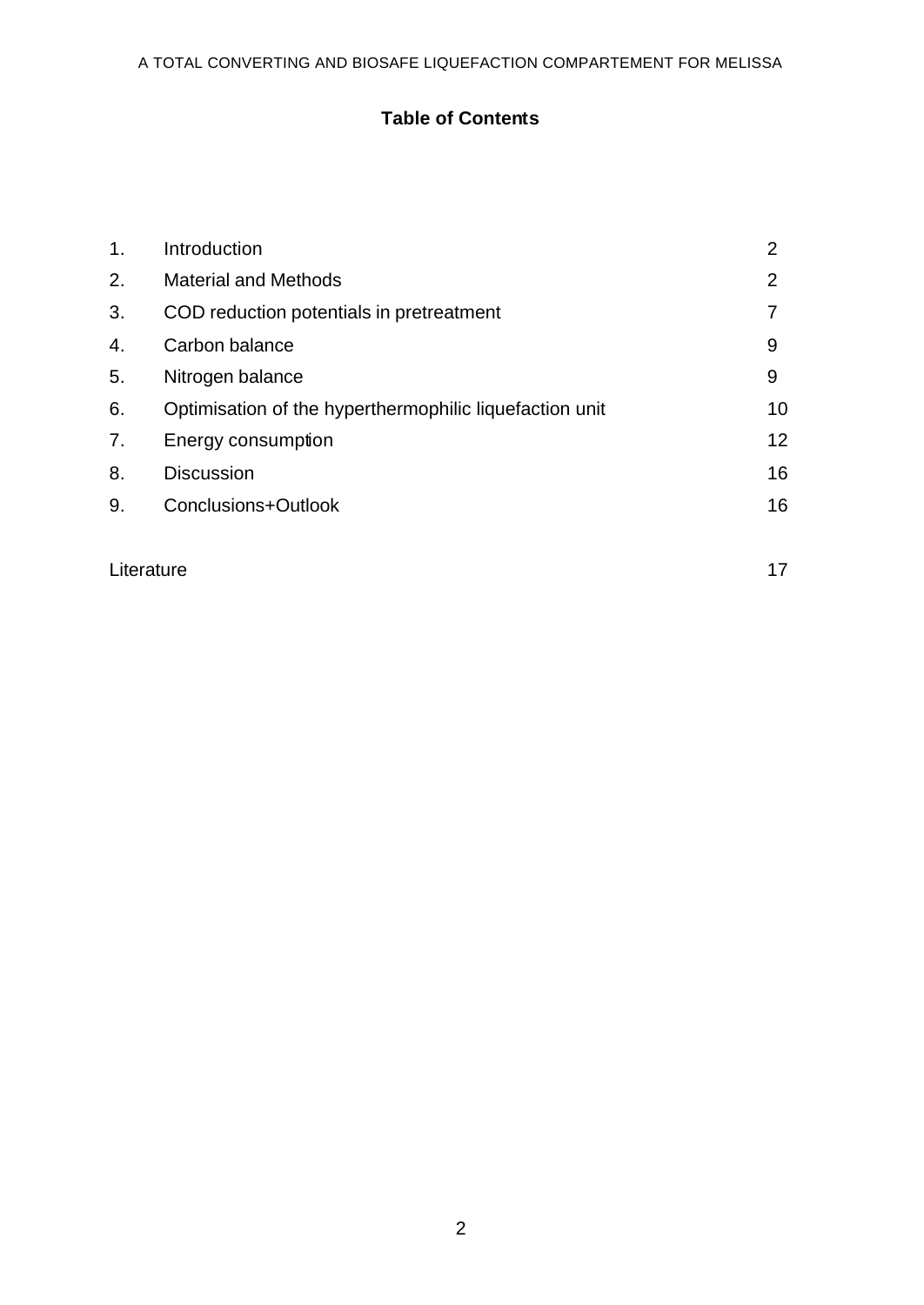## Table of Contents

| | | |
|---|---|---|
| 1. | Introduction | 2 |
| 2. | Material and Methods | 2 |
| 3. | COD reduction potentials in pretreatment | 7 |
| 4. | Carbon balance | 9 |
| 5. | Nitrogen balance | 9 |
| 6. | Optimisation of the hyperthermophilic liquefaction unit | 10 |
| 7. | Energy consumption | 12 |
| 8. | Discussion | 16 |
| 9. | Conclusions+Outlook | 16 |
| | Literature | 17 |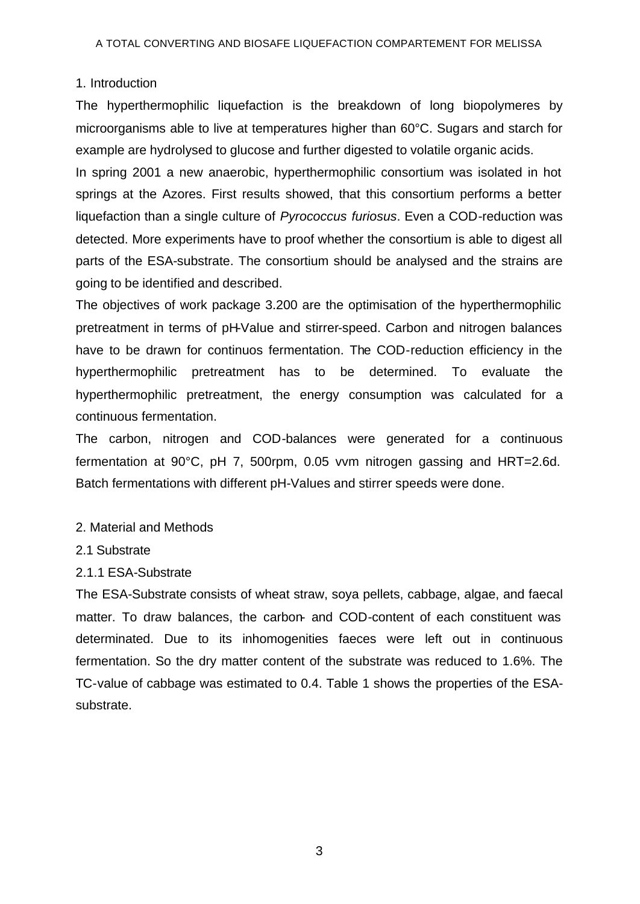## 1. Introduction

The hyperthermophilic liquefaction is the breakdown of long biopolymeres by microorganisms able to live at temperatures higher than 60°C. Sugars and starch for example are hydrolysed to glucose and further digested to volatile organic acids.

In spring 2001 a new anaerobic, hyperthermophilic consortium was isolated in hot springs at the Azores. First results showed, that this consortium performs a better liquefaction than a single culture of *Pyrococcus furiosus*. Even a COD-reduction was detected. More experiments have to proof whether the consortium is able to digest all parts of the ESA-substrate. The consortium should be analysed and the strains are going to be identified and described.

The objectives of work package 3.200 are the optimisation of the hyperthermophilic pretreatment in terms of pH-Value and stirrer-speed. Carbon and nitrogen balances have to be drawn for continuos fermentation. The COD-reduction efficiency in the hyperthermophilic pretreatment has to be determined. To evaluate the hyperthermophilic pretreatment, the energy consumption was calculated for a continuous fermentation.

The carbon, nitrogen and COD-balances were generated for a continuous fermentation at 90°C, pH 7, 500rpm, 0.05 vvm nitrogen gassing and HRT=2.6d. Batch fermentations with different pH-Values and stirrer speeds were done.

## 2. Material and Methods

### 2.1 Substrate

#### 2.1.1 ESA-Substrate

The ESA-Substrate consists of wheat straw, soya pellets, cabbage, algae, and faecal matter. To draw balances, the carbon- and COD-content of each constituent was determinated. Due to its inhomogenities faeces were left out in continuous fermentation. So the dry matter content of the substrate was reduced to 1.6%. The TC-value of cabbage was estimated to 0.4. Table 1 shows the properties of the ESA-substrate.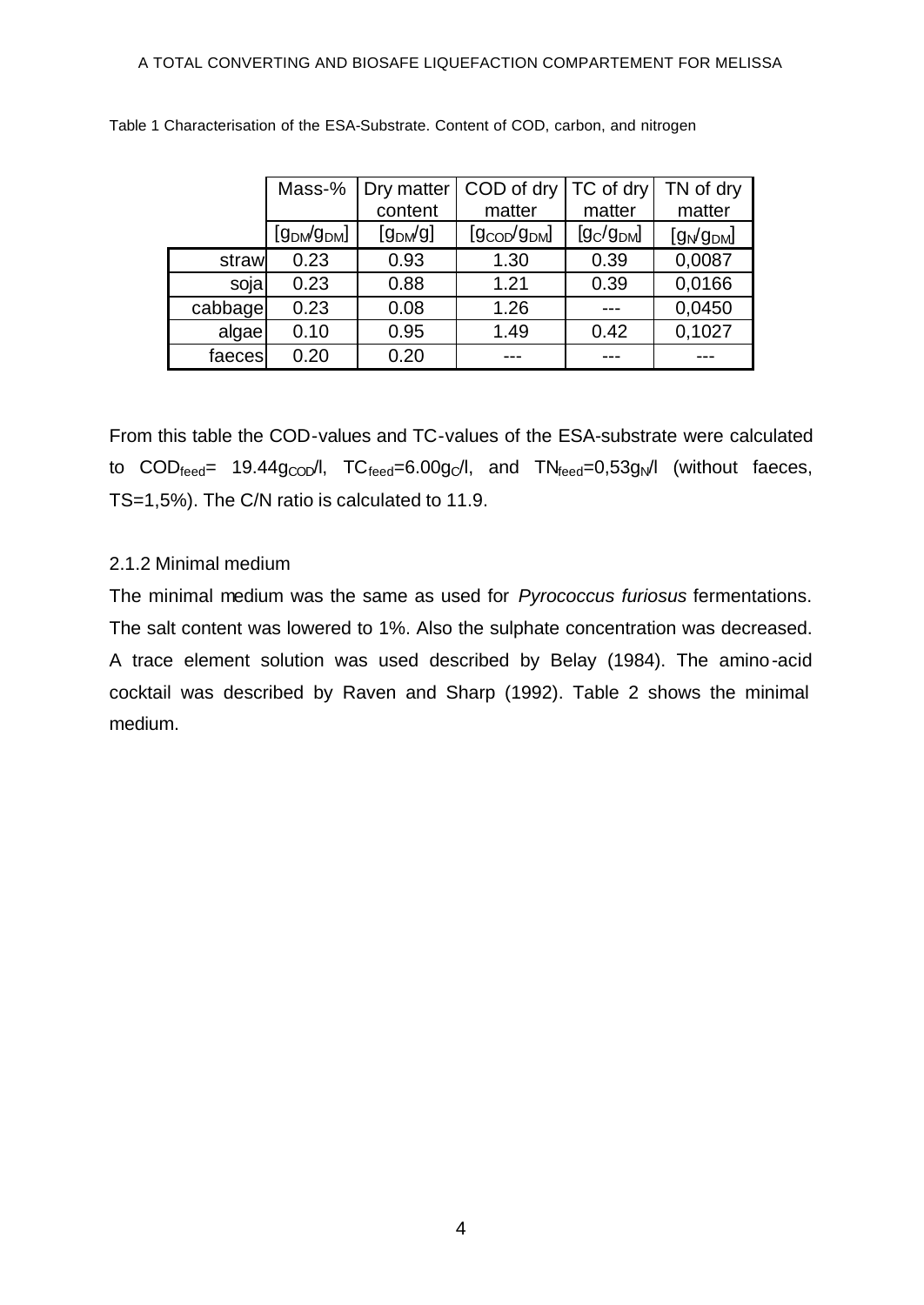Table 1 Characterisation of the ESA-Substrate. Content of COD, carbon, and nitrogen

| | Mass-% | Dry matter content | COD of dry matter | TC of dry matter | TN of dry matter |
|---|---|---|---|---|---|
| | $[g_{DM}/g_{DM}]$ | $[g_{DM}/g]$ | $[g_{COD}/g_{DM}]$ | $[g_C/g_{DM}]$ | $[g_N/g_{DM}]$ |
| straw | 0.23 | 0.93 | 1.30 | 0.39 | 0,0087 |
| soja | 0.23 | 0.88 | 1.21 | 0.39 | 0,0166 |
| cabbage | 0.23 | 0.08 | 1.26 | --- | 0,0450 |
| algae | 0.10 | 0.95 | 1.49 | 0.42 | 0,1027 |
| faeces | 0.20 | 0.20 | --- | --- | --- |

From this table the COD-values and TC-values of the ESA-substrate were calculated to $COD_{feed}$= 19.44$g_{COD}$/l, $TC_{feed}$=6.00$g_C$/l, and $TN_{feed}$=0,53$g_N$/l (without faeces, TS=1,5%). The C/N ratio is calculated to 11.9.

### 2.1.2 Minimal medium

The minimal medium was the same as used for *Pyrococcus furiosus* fermentations. The salt content was lowered to 1%. Also the sulphate concentration was decreased. A trace element solution was used described by Belay (1984). The amino-acid cocktail was described by Raven and Sharp (1992). Table 2 shows the minimal medium.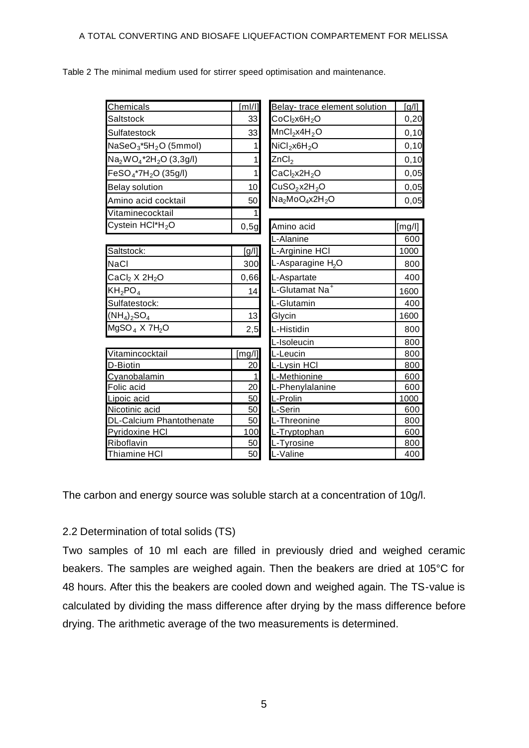Table 2 The minimal medium used for stirrer speed optimisation and maintenance.

| Chemicals | [ml/l] |
|---|---|
| Saltstock | 33 |
| Sulfatestock | 33 |
| $NaSeO_3$*5$H_2O$ (5mmol) | 1 |
| $Na_2WO_4$*2$H_2O$ (3,3g/l) | 1 |
| $FeSO_4$*7$H_2O$ (35g/l) | 1 |
| Belay solution | 10 |
| Amino acid cocktail | 50 |
| Vitaminecocktail | 1 |
| Cystein HCl*$H_2O$ | 0,5g |

| Saltstock: | [g/l] |
|---|---|
| NaCl | 300 |
| $CaCl_2$ X 2$H_2O$ | 0,66 |
| $KH_2PO_4$ | 14 |
| Sulfatestock: | |
| $(NH_4)_2SO_4$ | 13 |
| $MgSO_4$ X 7$H_2O$ | 2,5 |

| Vitamincocktail | [mg/l] |
|---|---|
| D-Biotin | 20 |
| Cyanobalamin | 1 |
| Folic acid | 20 |
| Lipoic acid | 50 |
| Nicotinic acid | 50 |
| DL-Calcium Phantothenate | 50 |
| Pyridoxine HCl | 100 |
| Riboflavin | 50 |
| Thiamine HCl | 50 |

| Belay- trace element solution | [g/l] |
|---|---|
| $CoCl_2$x6$H_2O$ | 0,20 |
| $MnCl_2$x4$H_2O$ | 0,10 |
| $NiCl_2$x6$H_2O$ | 0,10 |
| $ZnCl_2$ | 0,10 |
| $CaCl_2$x2$H_2O$ | 0,05 |
| $CuSO_2$x2$H_2O$ | 0,05 |
| $Na_2MoO_4$x2$H_2O$ | 0,05 |

| Amino acid | [mg/l] |
|---|---|
| L-Alanine | 600 |
| L-Arginine HCl | 1000 |
| L-Asparagine $H_2O$ | 800 |
| L-Aspartate | 400 |
| L-Glutamat $Na^+$ | 1600 |
| L-Glutamin | 400 |
| Glycin | 1600 |
| L-Histidin | 800 |
| L-Isoleucin | 800 |
| L-Leucin | 800 |
| L-Lysin HCl | 800 |
| L-Methionine | 600 |
| L-Phenylalanine | 600 |
| L-Prolin | 1000 |
| L-Serin | 600 |
| L-Threonine | 800 |
| L-Tryptophan | 600 |
| L-Tyrosine | 800 |
| L-Valine | 400 |

The carbon and energy source was soluble starch at a concentration of 10g/l.

## 2.2 Determination of total solids (TS)

Two samples of 10 ml each are filled in previously dried and weighed ceramic beakers. The samples are weighed again. Then the beakers are dried at 105°C for 48 hours. After this the beakers are cooled down and weighed again. The TS-value is calculated by dividing the mass difference after drying by the mass difference before drying. The arithmetic average of the two measurements is determined.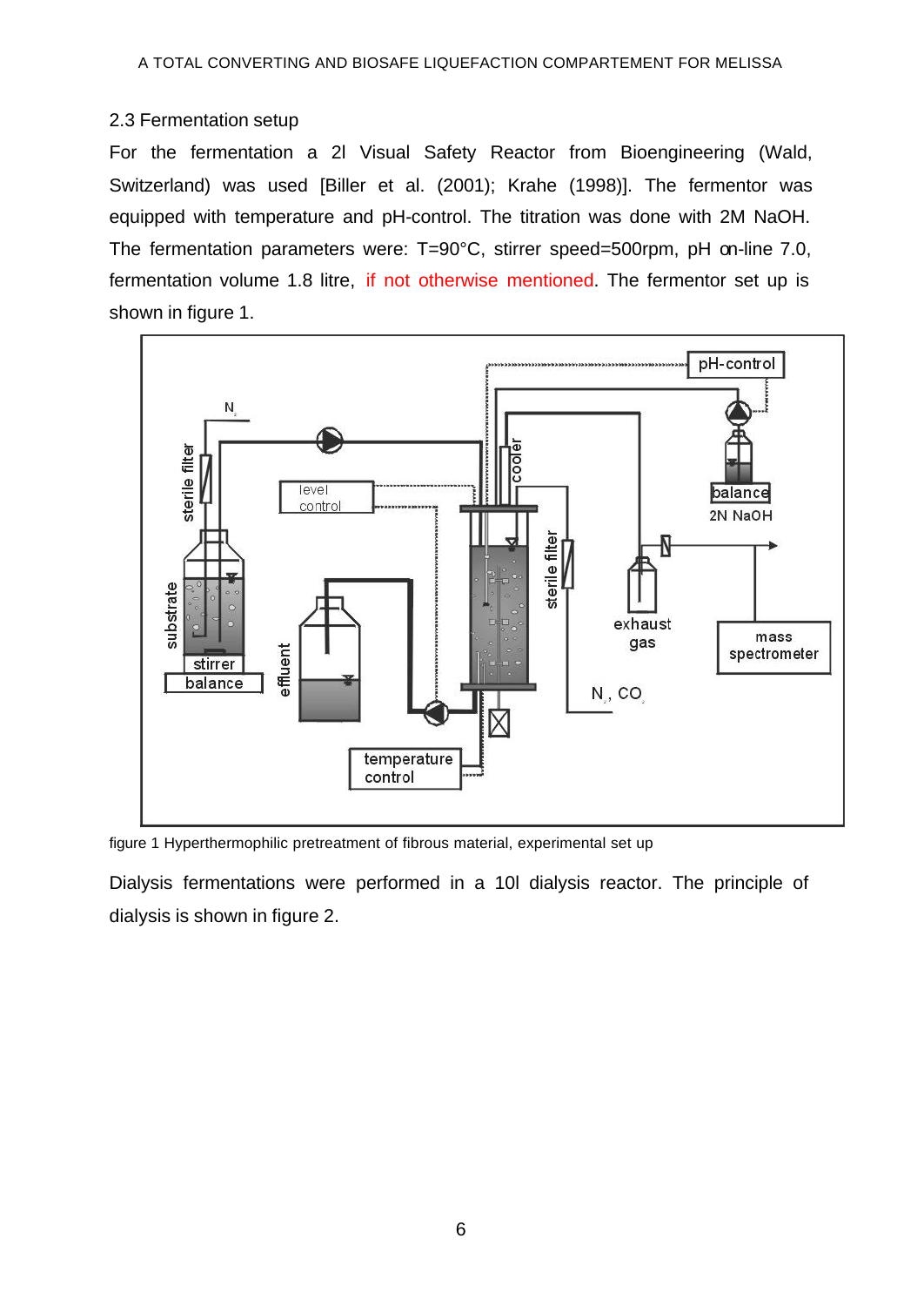## 2.3 Fermentation setup

For the fermentation a 2l Visual Safety Reactor from Bioengineering (Wald, Switzerland) was used [Biller et al. (2001); Krahe (1998)]. The fermentor was equipped with temperature and pH-control. The titration was done with 2M NaOH. The fermentation parameters were: T=90°C, stirrer speed=500rpm, pH on-line 7.0, fermentation volume 1.8 litre, if not otherwise mentioned. The fermentor set up is shown in figure 1.

figure 1 Hyperthermophilic pretreatment of fibrous material, experimental set up

Dialysis fermentations were performed in a 10l dialysis reactor. The principle of dialysis is shown in figure 2.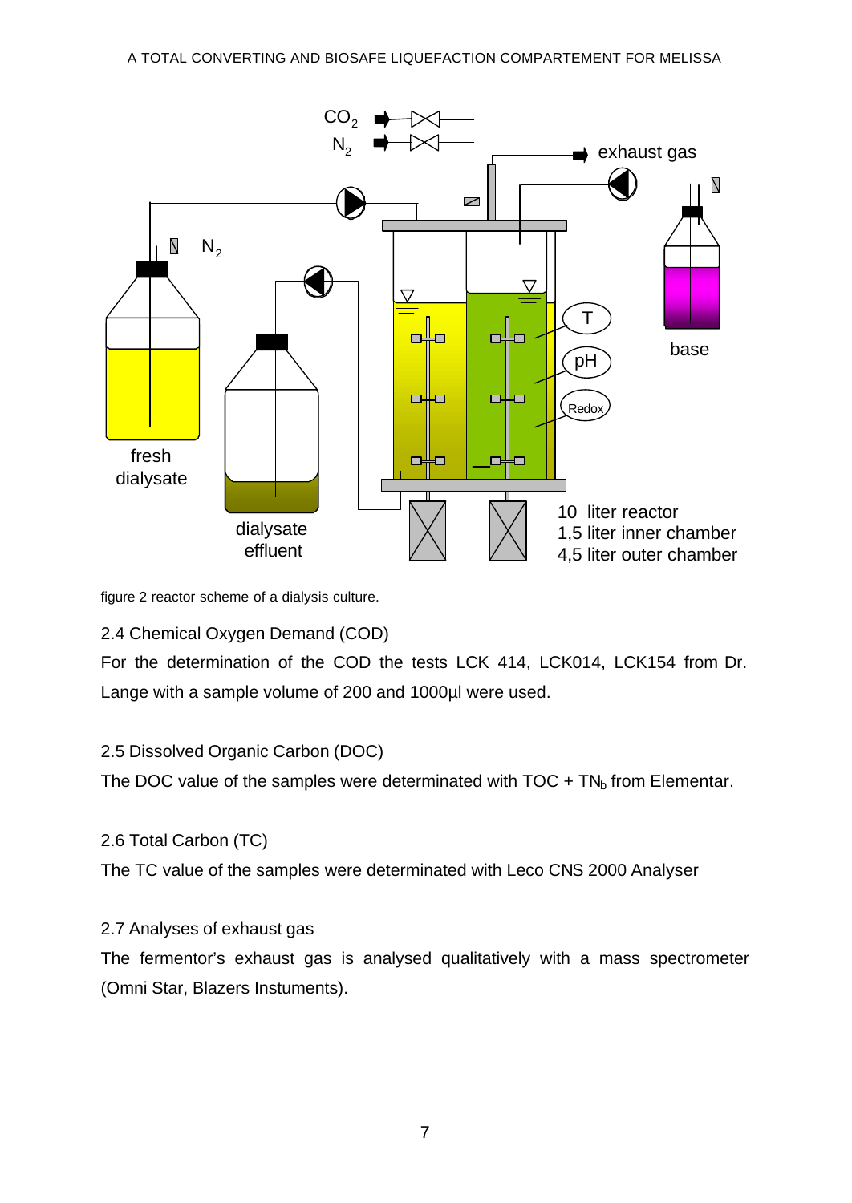figure 2 reactor scheme of a dialysis culture.

### 2.4 Chemical Oxygen Demand (COD)

For the determination of the COD the tests LCK 414, LCK014, LCK154 from Dr. Lange with a sample volume of 200 and 1000µl were used.

### 2.5 Dissolved Organic Carbon (DOC)

The DOC value of the samples were determinated with TOC + $TN_b$ from Elementar.

### 2.6 Total Carbon (TC)

The TC value of the samples were determinated with Leco CNS 2000 Analyser

### 2.7 Analyses of exhaust gas

The fermentor's exhaust gas is analysed qualitatively with a mass spectrometer (Omni Star, Blazers Instuments).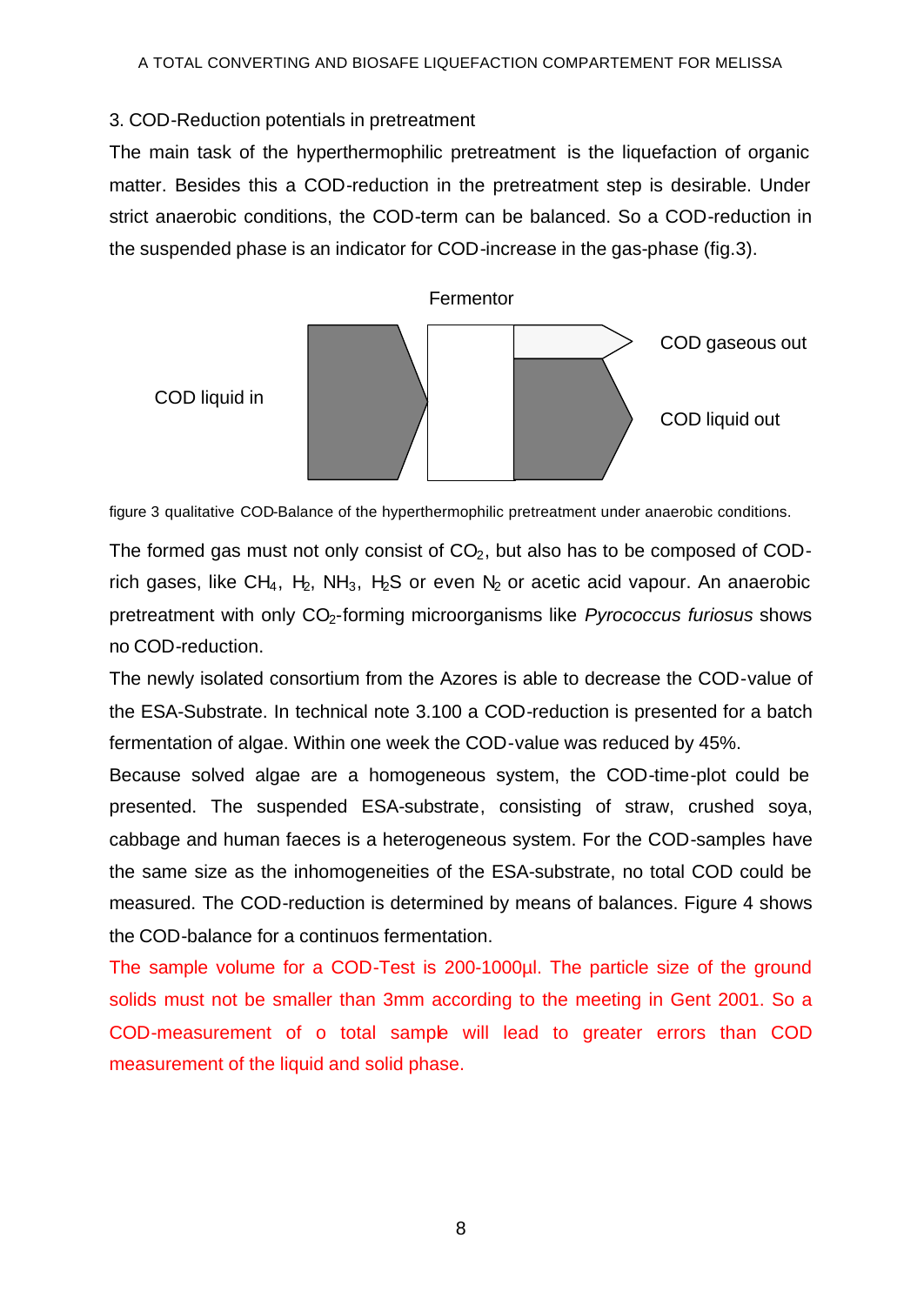### 3. COD-Reduction potentials in pretreatment

The main task of the hyperthermophilic pretreatment is the liquefaction of organic matter. Besides this a COD-reduction in the pretreatment step is desirable. Under strict anaerobic conditions, the COD-term can be balanced. So a COD-reduction in the suspended phase is an indicator for COD-increase in the gas-phase (fig.3).

Fermentor

COD liquid in

COD gaseous out

COD liquid out

figure 3 qualitative COD-Balance of the hyperthermophilic pretreatment under anaerobic conditions.

The formed gas must not only consist of $CO_2$, but also has to be composed of COD-rich gases, like $CH_4$, $H_2$, $NH_3$, $H_2S$ or even $N_2$ or acetic acid vapour. An anaerobic pretreatment with only $CO_2$-forming microorganisms like *Pyrococcus furiosus* shows no COD-reduction.

The newly isolated consortium from the Azores is able to decrease the COD-value of the ESA-Substrate. In technical note 3.100 a COD-reduction is presented for a batch fermentation of algae. Within one week the COD-value was reduced by 45%.

Because solved algae are a homogeneous system, the COD-time-plot could be presented. The suspended ESA-substrate, consisting of straw, crushed soya, cabbage and human faeces is a heterogeneous system. For the COD-samples have the same size as the inhomogeneities of the ESA-substrate, no total COD could be measured. The COD-reduction is determined by means of balances. Figure 4 shows the COD-balance for a continuos fermentation.

The sample volume for a COD-Test is 200-1000µl. The particle size of the ground solids must not be smaller than 3mm according to the meeting in Gent 2001. So a COD-measurement of o total sample will lead to greater errors than COD measurement of the liquid and solid phase.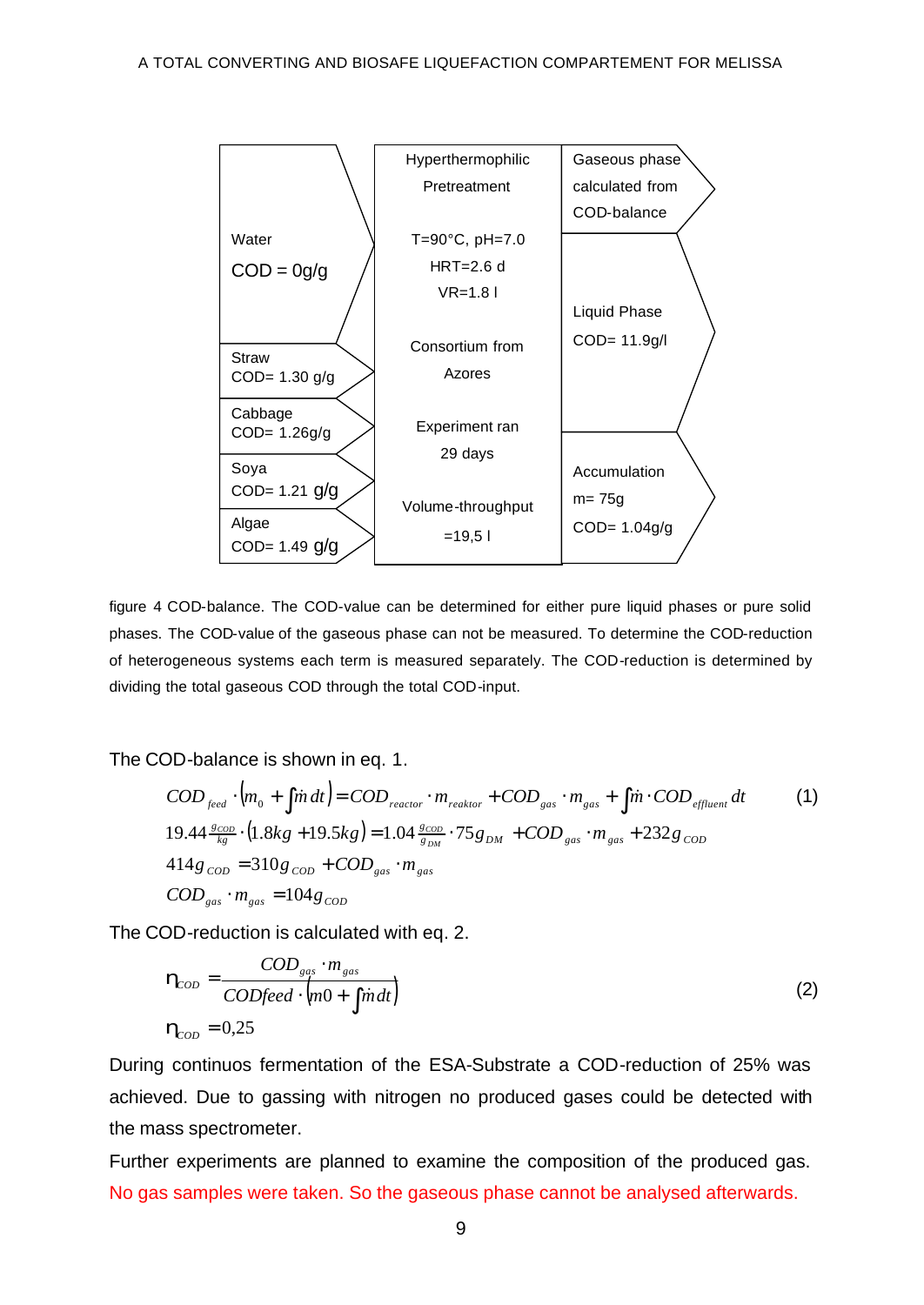| Inputs | Hyperthermophilic Pretreatment | Outputs |
|---|---|---|
| Water<br>COD = 0g/g | Hyperthermophilic Pretreatment<br>T=90°C, pH=7.0<br>HRT=2.6 d<br>VR=1.8 l<br>Consortium from Azores<br>Experiment ran 29 days<br>Volume-throughput =19,5 l | Gaseous phase calculated from COD-balance |
| Straw<br>COD= 1.30 g/g | | Liquid Phase<br>COD= 11.9g/l |
| Cabbage<br>COD= 1.26g/g | | |
| Soya<br>COD= 1.21 g/g | | Accumulation<br>m= 75g<br>COD= 1.04g/g |
| Algae<br>COD= 1.49 g/g | | |

figure 4 COD-balance. The COD-value can be determined for either pure liquid phases or pure solid phases. The COD-value of the gaseous phase can not be measured. To determine the COD-reduction of heterogeneous systems each term is measured separately. The COD-reduction is determined by dividing the total gaseous COD through the total COD-input.

The COD-balance is shown in eq. 1.

$$COD_{feed} \cdot \left(m_0 + \int \dot{m}\, dt\right) = COD_{reactor} \cdot m_{reaktor} + COD_{gas} \cdot m_{gas} + \int \dot{m} \cdot COD_{effluent}\, dt \qquad (1)$$

$$19.44 \tfrac{g_{COD}}{kg} \cdot (1.8kg + 19.5kg) = 1.04 \tfrac{g_{COD}}{g_{DM}} \cdot 75 g_{DM} + COD_{gas} \cdot m_{gas} + 232 g_{COD}$$

$$414 g_{COD} = 310 g_{COD} + COD_{gas} \cdot m_{gas}$$

$$COD_{gas} \cdot m_{gas} = 104 g_{COD}$$

The COD-reduction is calculated with eq. 2.

$$\eta_{COD} = \frac{COD_{gas} \cdot m_{gas}}{CODfeed \cdot \left(m0 + \int \dot{m}\, dt\right)} \qquad (2)$$

$$\eta_{COD} = 0{,}25$$

During continuos fermentation of the ESA-Substrate a COD-reduction of 25% was achieved. Due to gassing with nitrogen no produced gases could be detected with the mass spectrometer.

Further experiments are planned to examine the composition of the produced gas. No gas samples were taken. So the gaseous phase cannot be analysed afterwards.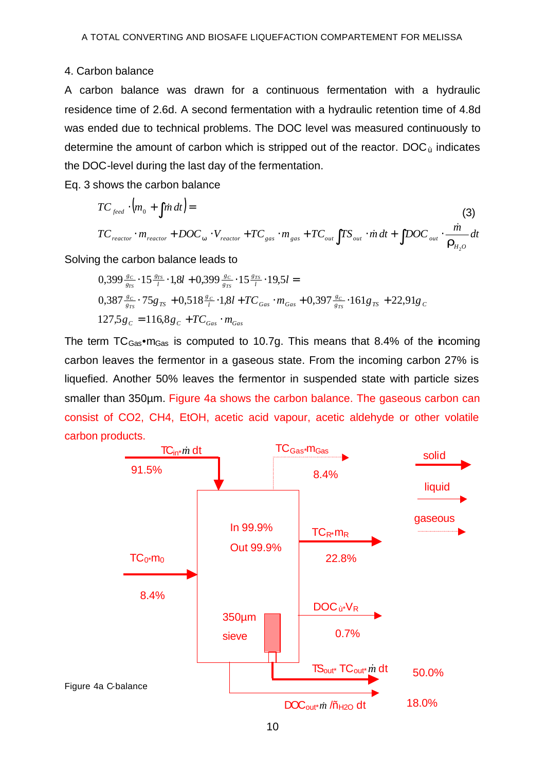## 4. Carbon balance

A carbon balance was drawn for a continuous fermentation with a hydraulic residence time of 2.6d. A second fermentation with a hydraulic retention time of 4.8d was ended due to technical problems. The DOC level was measured continuously to determine the amount of carbon which is stripped out of the reactor. $DOC_{\omega}$ indicates the DOC-level during the last day of the fermentation.

Eq. 3 shows the carbon balance

$$TC_{feed} \cdot \left( m_0 + \int \dot{m}\, dt \right) =$$
$$TC_{reactor} \cdot m_{reactor} + DOC_{\omega} \cdot V_{reactor} + TC_{gas} \cdot m_{gas} + TC_{out} \int TS_{out} \cdot \dot{m}\, dt + \int DOC_{out} \cdot \frac{\dot{m}}{\rho_{H_2O}} dt \tag{3}$$

Solving the carbon balance leads to

$$0{,}399 \tfrac{g_C}{g_{TS}} \cdot 15 \tfrac{g_{TS}}{l} \cdot 1{,}8l + 0{,}399 \tfrac{g_C}{g_{TS}} \cdot 15 \tfrac{g_{TS}}{l} \cdot 19{,}5l =$$
$$0{,}387 \tfrac{g_C}{g_{TS}} \cdot 75 g_{TS} + 0{,}518 \tfrac{g_C}{l} \cdot 1{,}8l + TC_{Gas} \cdot m_{Gas} + 0{,}397 \tfrac{g_C}{g_{TS}} \cdot 161 g_{TS} + 22{,}91 g_C$$
$$127{,}5 g_C = 116{,}8 g_C + TC_{Gas} \cdot m_{Gas}$$

The term $TC_{Gas} \cdot m_{Gas}$ is computed to 10.7g. This means that 8.4% of the incoming carbon leaves the fermentor in a gaseous state. From the incoming carbon 27% is liquefied. Another 50% leaves the fermentor in suspended state with particle sizes smaller than 350µm. Figure 4a shows the carbon balance. The gaseous carbon can consist of CO2, CH4, EtOH, acetic acid vapour, acetic aldehyde or other volatile carbon products.

Figure 4a C-balance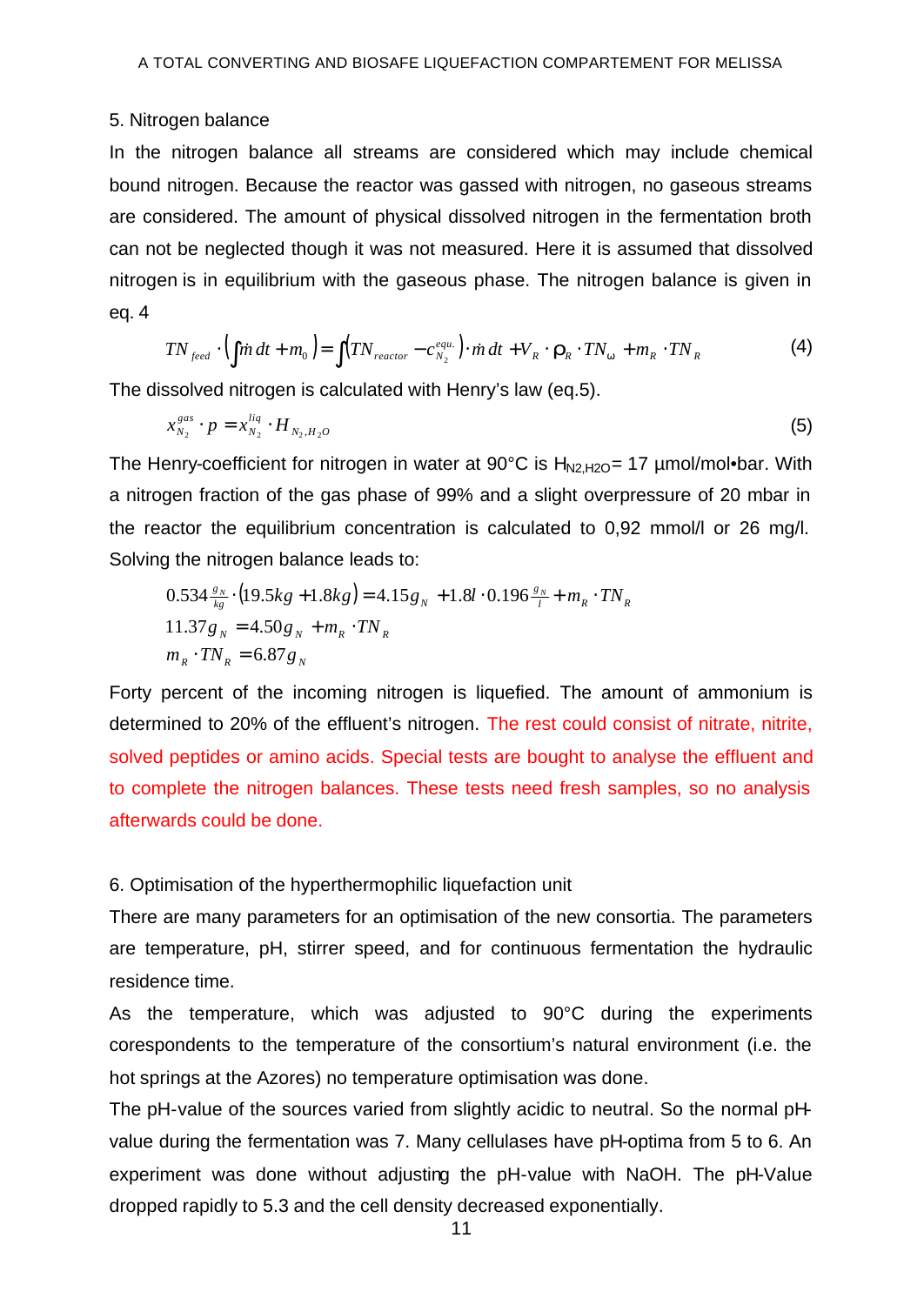## 5. Nitrogen balance

In the nitrogen balance all streams are considered which may include chemical bound nitrogen. Because the reactor was gassed with nitrogen, no gaseous streams are considered. The amount of physical dissolved nitrogen in the fermentation broth can not be neglected though it was not measured. Here it is assumed that dissolved nitrogen is in equilibrium with the gaseous phase. The nitrogen balance is given in eq. 4

$$TN_{feed} \cdot \left( \int \dot{m}\, dt + m_0 \right) = \int \left( TN_{reactor} - c_{N_2}^{equ.} \right) \cdot \dot{m}\, dt + V_R \cdot \rho_R \cdot TN_\omega + m_R \cdot TN_R \tag{4}$$

The dissolved nitrogen is calculated with Henry's law (eq.5).

$$x_{N_2}^{gas} \cdot p = x_{N_2}^{liq} \cdot H_{N_2,H_2O} \tag{5}$$

The Henry-coefficient for nitrogen in water at 90°C is $H_{N2,H2O}$ = 17 µmol/mol•bar. With a nitrogen fraction of the gas phase of 99% and a slight overpressure of 20 mbar in the reactor the equilibrium concentration is calculated to 0,92 mmol/l or 26 mg/l. Solving the nitrogen balance leads to:

$$0.534 \tfrac{g_N}{kg} \cdot (19.5kg + 1.8kg) = 4.15 g_N + 1.8l \cdot 0.196 \tfrac{g_N}{l} + m_R \cdot TN_R$$

$$11.37 g_N = 4.50 g_N + m_R \cdot TN_R$$

$$m_R \cdot TN_R = 6.87 g_N$$

Forty percent of the incoming nitrogen is liquefied. The amount of ammonium is determined to 20% of the effluent's nitrogen. The rest could consist of nitrate, nitrite, solved peptides or amino acids. Special tests are bought to analyse the effluent and to complete the nitrogen balances. These tests need fresh samples, so no analysis afterwards could be done.

## 6. Optimisation of the hyperthermophilic liquefaction unit

There are many parameters for an optimisation of the new consortia. The parameters are temperature, pH, stirrer speed, and for continuous fermentation the hydraulic residence time.

As the temperature, which was adjusted to 90°C during the experiments corespondents to the temperature of the consortium's natural environment (i.e. the hot springs at the Azores) no temperature optimisation was done.

The pH-value of the sources varied from slightly acidic to neutral. So the normal pH-value during the fermentation was 7. Many cellulases have pH-optima from 5 to 6. An experiment was done without adjusting the pH-value with NaOH. The pH-Value dropped rapidly to 5.3 and the cell density decreased exponentially.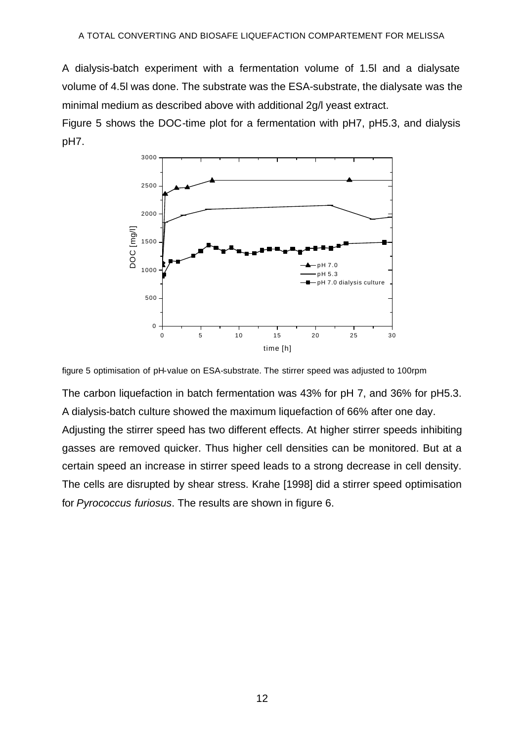A dialysis-batch experiment with a fermentation volume of 1.5l and a dialysate volume of 4.5l was done. The substrate was the ESA-substrate, the dialysate was the minimal medium as described above with additional 2g/l yeast extract.

Figure 5 shows the DOC-time plot for a fermentation with pH7, pH5.3, and dialysis pH7.

figure 5 optimisation of pH-value on ESA-substrate. The stirrer speed was adjusted to 100rpm

The carbon liquefaction in batch fermentation was 43% for pH 7, and 36% for pH5.3. A dialysis-batch culture showed the maximum liquefaction of 66% after one day.

Adjusting the stirrer speed has two different effects. At higher stirrer speeds inhibiting gasses are removed quicker. Thus higher cell densities can be monitored. But at a certain speed an increase in stirrer speed leads to a strong decrease in cell density. The cells are disrupted by shear stress. Krahe [1998] did a stirrer speed optimisation for *Pyrococcus furiosus*. The results are shown in figure 6.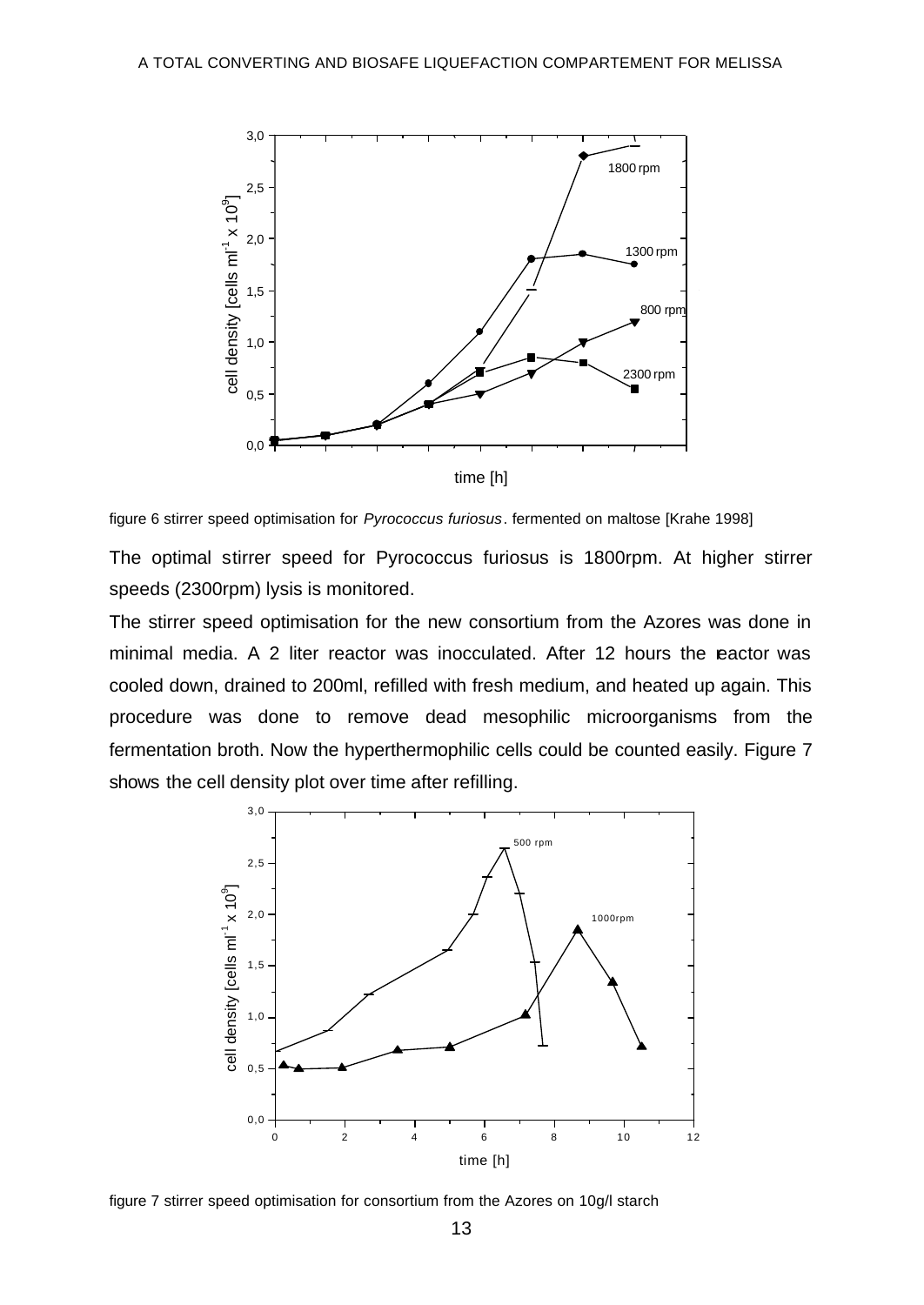figure 6 stirrer speed optimisation for *Pyrococcus furiosus*. fermented on maltose [Krahe 1998]

The optimal stirrer speed for Pyrococcus furiosus is 1800rpm. At higher stirrer speeds (2300rpm) lysis is monitored.

The stirrer speed optimisation for the new consortium from the Azores was done in minimal media. A 2 liter reactor was inocculated. After 12 hours the reactor was cooled down, drained to 200ml, refilled with fresh medium, and heated up again. This procedure was done to remove dead mesophilic microorganisms from the fermentation broth. Now the hyperthermophilic cells could be counted easily. Figure 7 shows the cell density plot over time after refilling.

figure 7 stirrer speed optimisation for consortium from the Azores on 10g/l starch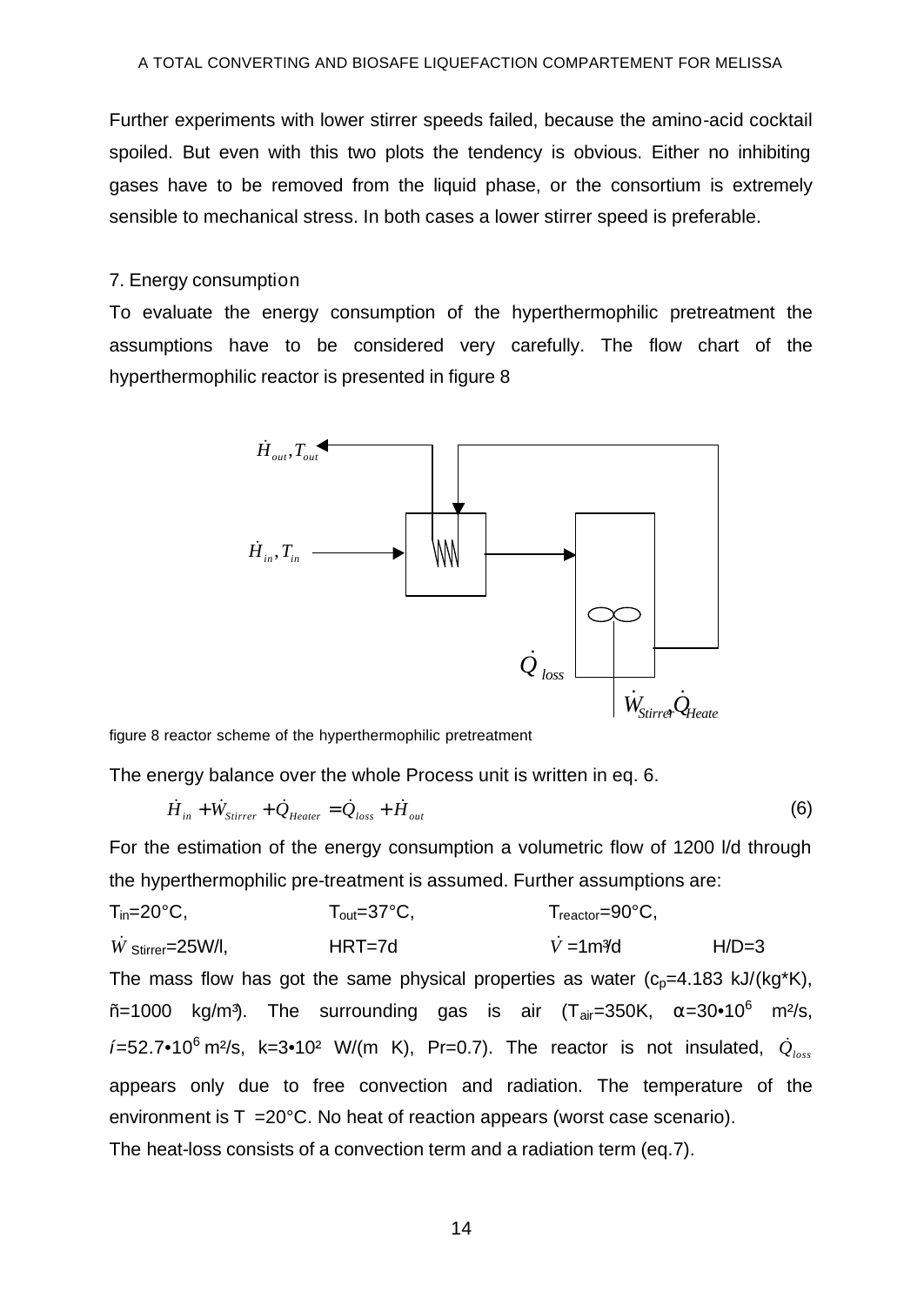Further experiments with lower stirrer speeds failed, because the amino-acid cocktail spoiled. But even with this two plots the tendency is obvious. Either no inhibiting gases have to be removed from the liquid phase, or the consortium is extremely sensible to mechanical stress. In both cases a lower stirrer speed is preferable.

## 7. Energy consumption

To evaluate the energy consumption of the hyperthermophilic pretreatment the assumptions have to be considered very carefully. The flow chart of the hyperthermophilic reactor is presented in figure 8

figure 8 reactor scheme of the hyperthermophilic pretreatment

The energy balance over the whole Process unit is written in eq. 6.

$$\dot{H}_{in} + \dot{W}_{Stirrer} + \dot{Q}_{Heater} = \dot{Q}_{loss} + \dot{H}_{out} \tag{6}$$

For the estimation of the energy consumption a volumetric flow of 1200 l/d through the hyperthermophilic pre-treatment is assumed. Further assumptions are:

$T_{in}$=20°C, $T_{out}$=37°C, $T_{reactor}$=90°C,

$\dot{W}_{Stirrer}$=25W/l, HRT=7d $\dot{V}$=1m³/d H/D=3

The mass flow has got the same physical properties as water ($c_p$=4.183 kJ/(kg*K), ñ=1000 kg/m³). The surrounding gas is air ($T_{air}$=350K, $\alpha=30\cdot10^{6}$ m²/s, $í=52.7\cdot10^{6}$ m²/s, $k=3\cdot10^{2}$ W/(m K), Pr=0.7). The reactor is not insulated, $\dot{Q}_{loss}$ appears only due to free convection and radiation. The temperature of the environment is T =20°C. No heat of reaction appears (worst case scenario).

The heat-loss consists of a convection term and a radiation term (eq.7).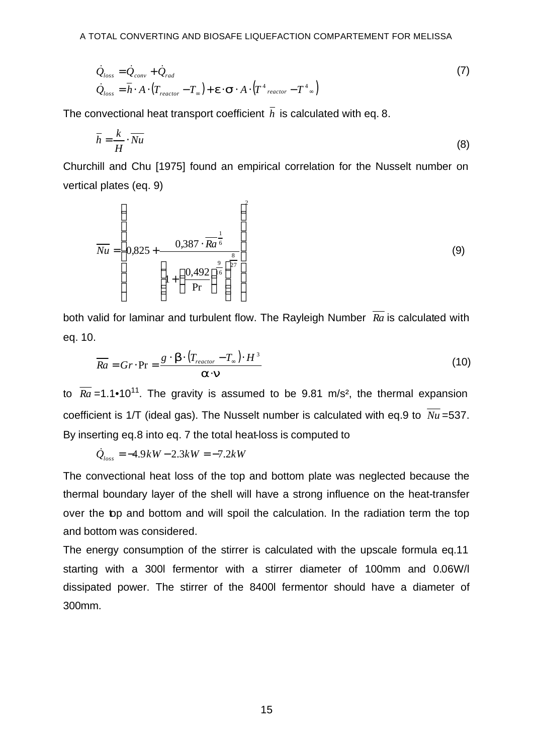$$\dot{Q}_{loss} = \dot{Q}_{conv} + \dot{Q}_{rad}$$
$$\dot{Q}_{loss} = \bar{h} \cdot A \cdot \left(T_{reactor} - T_{\infty}\right) + \varepsilon \cdot \sigma \cdot A \cdot \left(T^4{}_{reactor} - T^4{}_{\infty}\right) \tag{7}$$

The convectional heat transport coefficient $\bar{h}$ is calculated with eq. 8.

$$\bar{h} = \frac{k}{H} \cdot \overline{Nu} \tag{8}$$

Churchill and Chu [1975] found an empirical correlation for the Nusselt number on vertical plates (eq. 9)

$$\overline{Nu} = \left( 0{,}825 + \frac{0{,}387 \cdot \overline{Ra}^{\frac{1}{6}}}{\left(1 + \left(\frac{0{,}492}{\mathrm{Pr}}\right)^{\frac{9}{16}}\right)^{\frac{8}{27}}} \right)^2 \tag{9}$$

both valid for laminar and turbulent flow. The Rayleigh Number $\overline{Ra}$ is calculated with eq. 10.

$$\overline{Ra} = Gr \cdot \mathrm{Pr} = \frac{g \cdot \beta \cdot \left(T_{reactor} - T_{\infty}\right) \cdot H^3}{\alpha \cdot \nu} \tag{10}$$

to $\overline{Ra} = 1.1 \cdot 10^{11}$. The gravity is assumed to be 9.81 m/s², the thermal expansion coefficient is 1/T (ideal gas). The Nusselt number is calculated with eq.9 to $\overline{Nu} = 537$. By inserting eq.8 into eq. 7 the total heat-loss is computed to

$$\dot{Q}_{loss} = -4.9kW - 2.3kW = -7.2kW$$

The convectional heat loss of the top and bottom plate was neglected because the thermal boundary layer of the shell will have a strong influence on the heat-transfer over the top and bottom and will spoil the calculation. In the radiation term the top and bottom was considered.

The energy consumption of the stirrer is calculated with the upscale formula eq.11 starting with a 300l fermentor with a stirrer diameter of 100mm and 0.06W/l dissipated power. The stirrer of the 8400l fermentor should have a diameter of 300mm.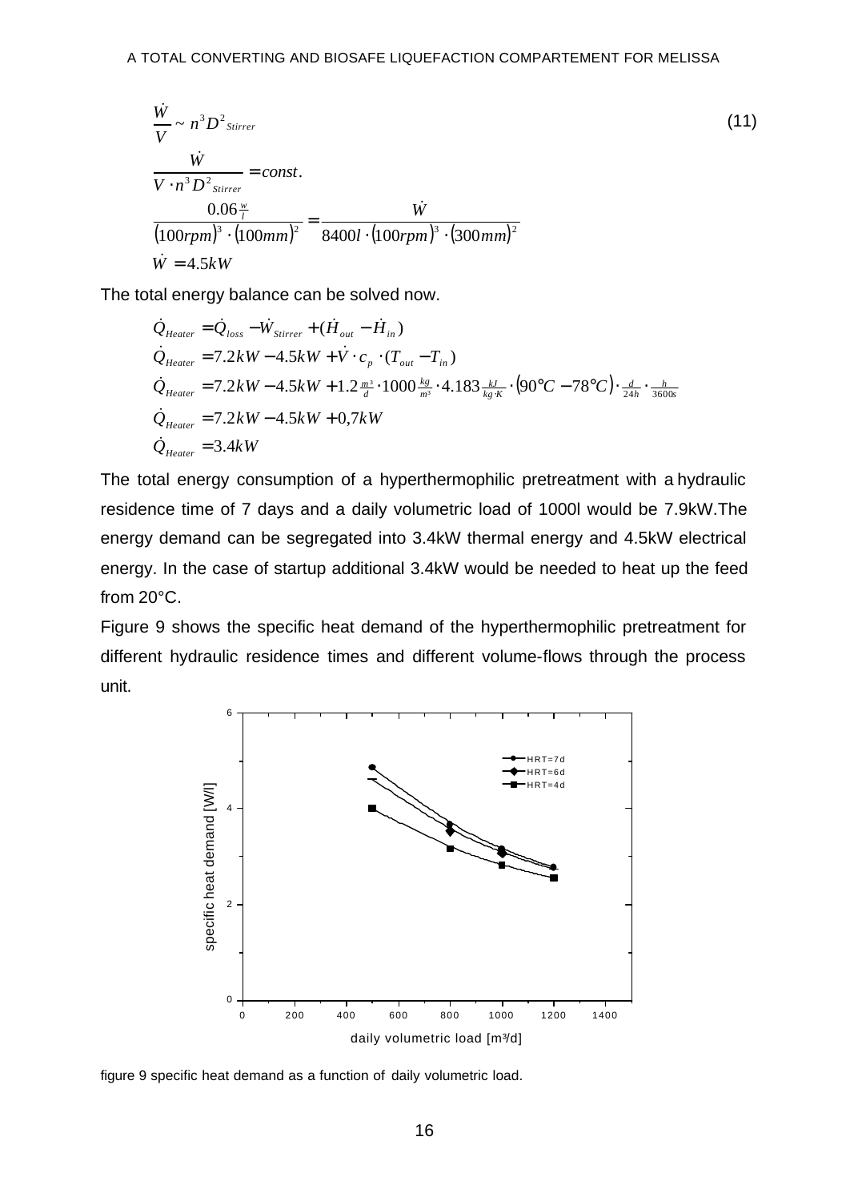$$\frac{\dot{W}}{V} \sim n^3 D^2_{Stirrer} \tag{11}$$

$$\frac{\dot{W}}{V \cdot n^3 D^2_{Stirrer}} = const.$$

$$\frac{0.06\frac{w}{l}}{(100rpm)^3 \cdot (100mm)^2} = \frac{\dot{W}}{8400l \cdot (100rpm)^3 \cdot (300mm)^2}$$

$$\dot{W} = 4.5kW$$

The total energy balance can be solved now.

$$\dot{Q}_{Heater} = \dot{Q}_{loss} - \dot{W}_{Stirrer} + (\dot{H}_{out} - \dot{H}_{in})$$

$$\dot{Q}_{Heater} = 7.2kW - 4.5kW + \dot{V} \cdot c_p \cdot (T_{out} - T_{in})$$

$$\dot{Q}_{Heater} = 7.2kW - 4.5kW + 1.2\frac{m^3}{d} \cdot 1000\frac{kg}{m^3} \cdot 4.183\frac{kJ}{kg \cdot K} \cdot (90°C - 78°C) \cdot \frac{d}{24h} \cdot \frac{h}{3600s}$$

$$\dot{Q}_{Heater} = 7.2kW - 4.5kW + 0,7kW$$

$$\dot{Q}_{Heater} = 3.4kW$$

The total energy consumption of a hyperthermophilic pretreatment with a hydraulic residence time of 7 days and a daily volumetric load of 1000l would be 7.9kW.The energy demand can be segregated into 3.4kW thermal energy and 4.5kW electrical energy. In the case of startup additional 3.4kW would be needed to heat up the feed from 20°C.

Figure 9 shows the specific heat demand of the hyperthermophilic pretreatment for different hydraulic residence times and different volume-flows through the process unit.

figure 9 specific heat demand as a function of daily volumetric load.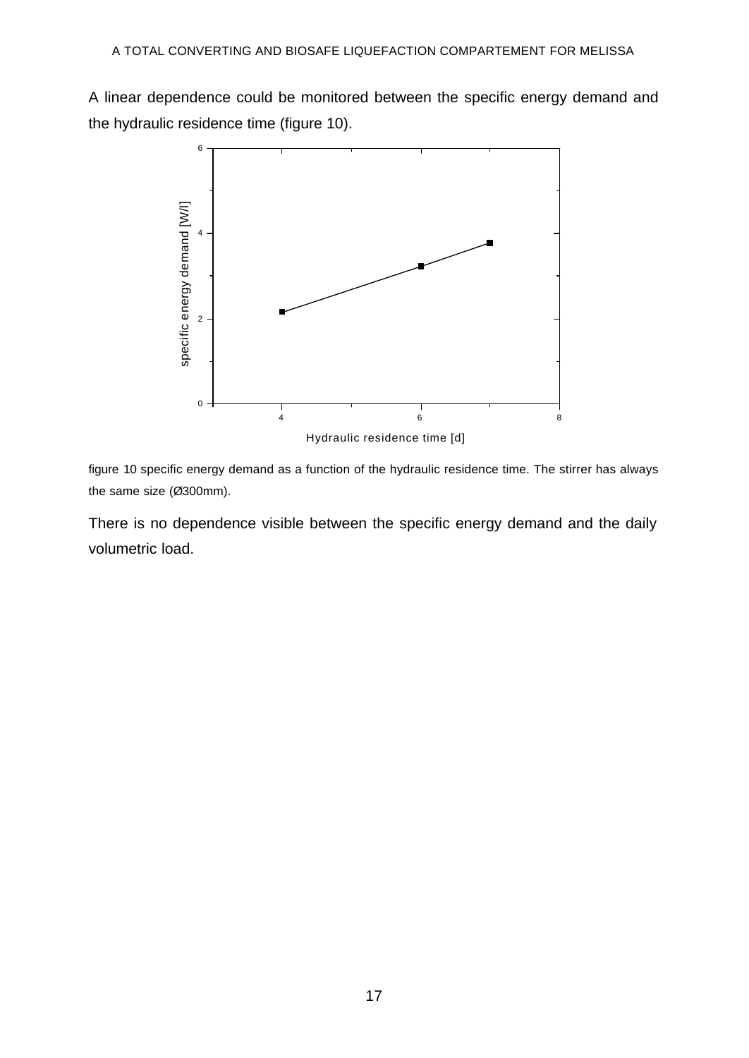A linear dependence could be monitored between the specific energy demand and the hydraulic residence time (figure 10).

figure 10 specific energy demand as a function of the hydraulic residence time. The stirrer has always the same size (Ø300mm).

There is no dependence visible between the specific energy demand and the daily volumetric load.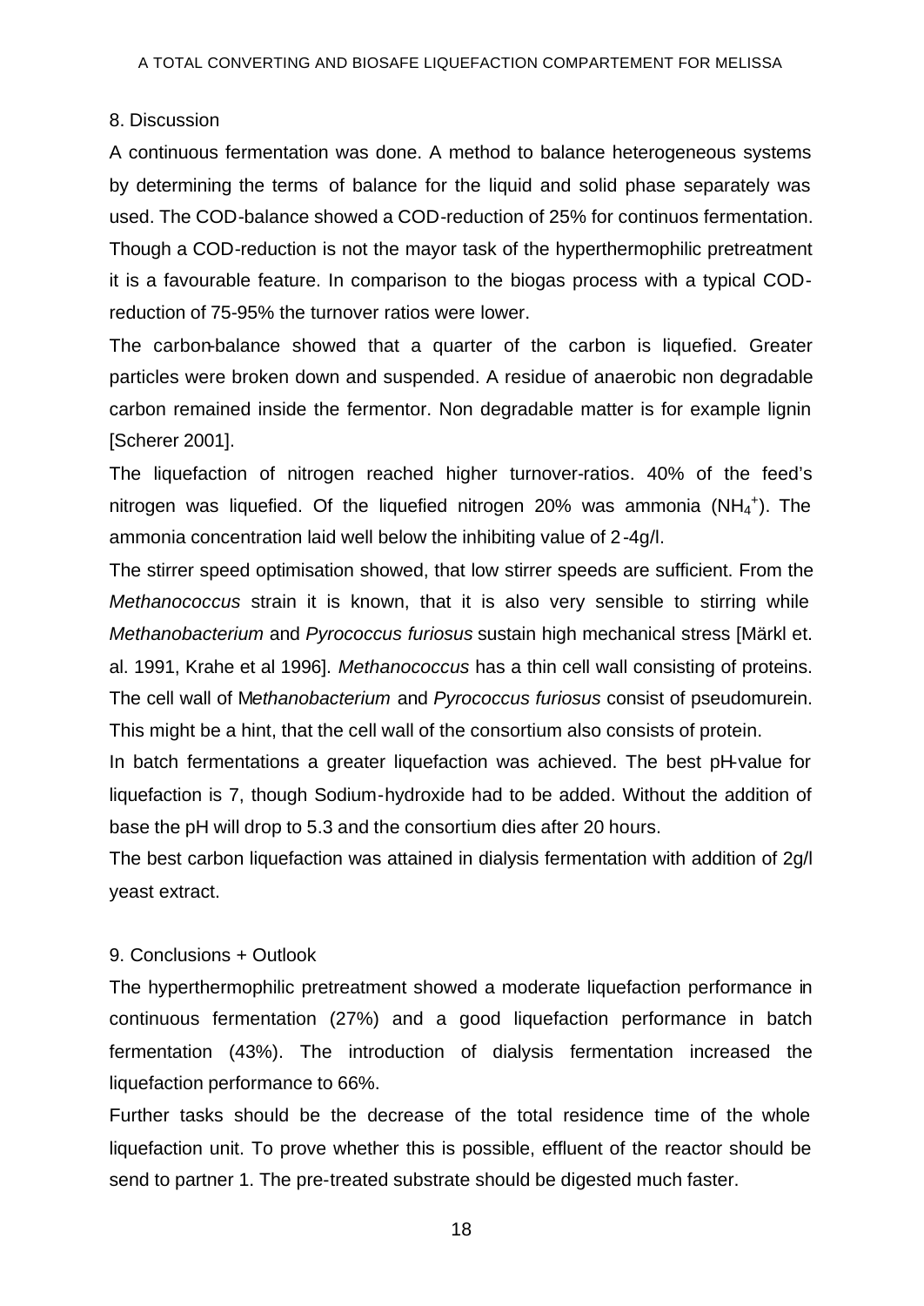## 8. Discussion

A continuous fermentation was done. A method to balance heterogeneous systems by determining the terms of balance for the liquid and solid phase separately was used. The COD-balance showed a COD-reduction of 25% for continuos fermentation. Though a COD-reduction is not the mayor task of the hyperthermophilic pretreatment it is a favourable feature. In comparison to the biogas process with a typical COD-reduction of 75-95% the turnover ratios were lower.

The carbon-balance showed that a quarter of the carbon is liquefied. Greater particles were broken down and suspended. A residue of anaerobic non degradable carbon remained inside the fermentor. Non degradable matter is for example lignin [Scherer 2001].

The liquefaction of nitrogen reached higher turnover-ratios. 40% of the feed's nitrogen was liquefied. Of the liquefied nitrogen 20% was ammonia ($NH_4^+$). The ammonia concentration laid well below the inhibiting value of 2-4g/l.

The stirrer speed optimisation showed, that low stirrer speeds are sufficient. From the *Methanococcus* strain it is known, that it is also very sensible to stirring while *Methanobacterium* and *Pyrococcus furiosus* sustain high mechanical stress [Märkl et. al. 1991, Krahe et al 1996]. *Methanococcus* has a thin cell wall consisting of proteins. The cell wall of M*ethanobacterium* and *Pyrococcus furiosus* consist of pseudomurein. This might be a hint, that the cell wall of the consortium also consists of protein.

In batch fermentations a greater liquefaction was achieved. The best pH-value for liquefaction is 7, though Sodium-hydroxide had to be added. Without the addition of base the pH will drop to 5.3 and the consortium dies after 20 hours.

The best carbon liquefaction was attained in dialysis fermentation with addition of 2g/l yeast extract.

## 9. Conclusions + Outlook

The hyperthermophilic pretreatment showed a moderate liquefaction performance in continuous fermentation (27%) and a good liquefaction performance in batch fermentation (43%). The introduction of dialysis fermentation increased the liquefaction performance to 66%.

Further tasks should be the decrease of the total residence time of the whole liquefaction unit. To prove whether this is possible, effluent of the reactor should be send to partner 1. The pre-treated substrate should be digested much faster.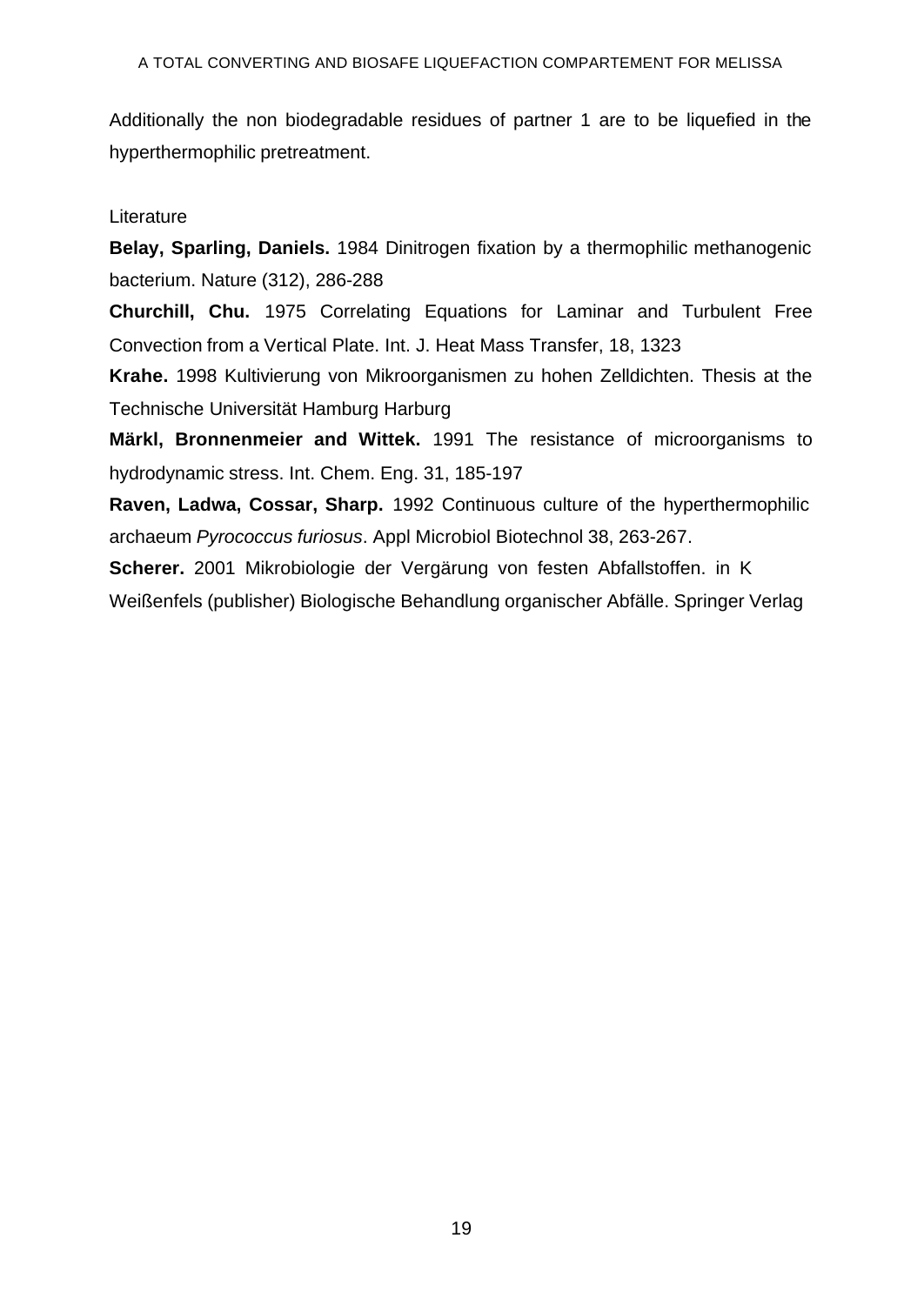Additionally the non biodegradable residues of partner 1 are to be liquefied in the hyperthermophilic pretreatment.

Literature

**Belay, Sparling, Daniels.** 1984 Dinitrogen fixation by a thermophilic methanogenic bacterium. Nature (312), 286-288

**Churchill, Chu.** 1975 Correlating Equations for Laminar and Turbulent Free Convection from a Vertical Plate. Int. J. Heat Mass Transfer, 18, 1323

**Krahe.** 1998 Kultivierung von Mikroorganismen zu hohen Zelldichten. Thesis at the Technische Universität Hamburg Harburg

**Märkl, Bronnenmeier and Wittek.** 1991 The resistance of microorganisms to hydrodynamic stress. Int. Chem. Eng. 31, 185-197

**Raven, Ladwa, Cossar, Sharp.** 1992 Continuous culture of the hyperthermophilic archaeum *Pyrococcus furiosus*. Appl Microbiol Biotechnol 38, 263-267.

**Scherer.** 2001 Mikrobiologie der Vergärung von festen Abfallstoffen. in K Weißenfels (publisher) Biologische Behandlung organischer Abfälle. Springer Verlag